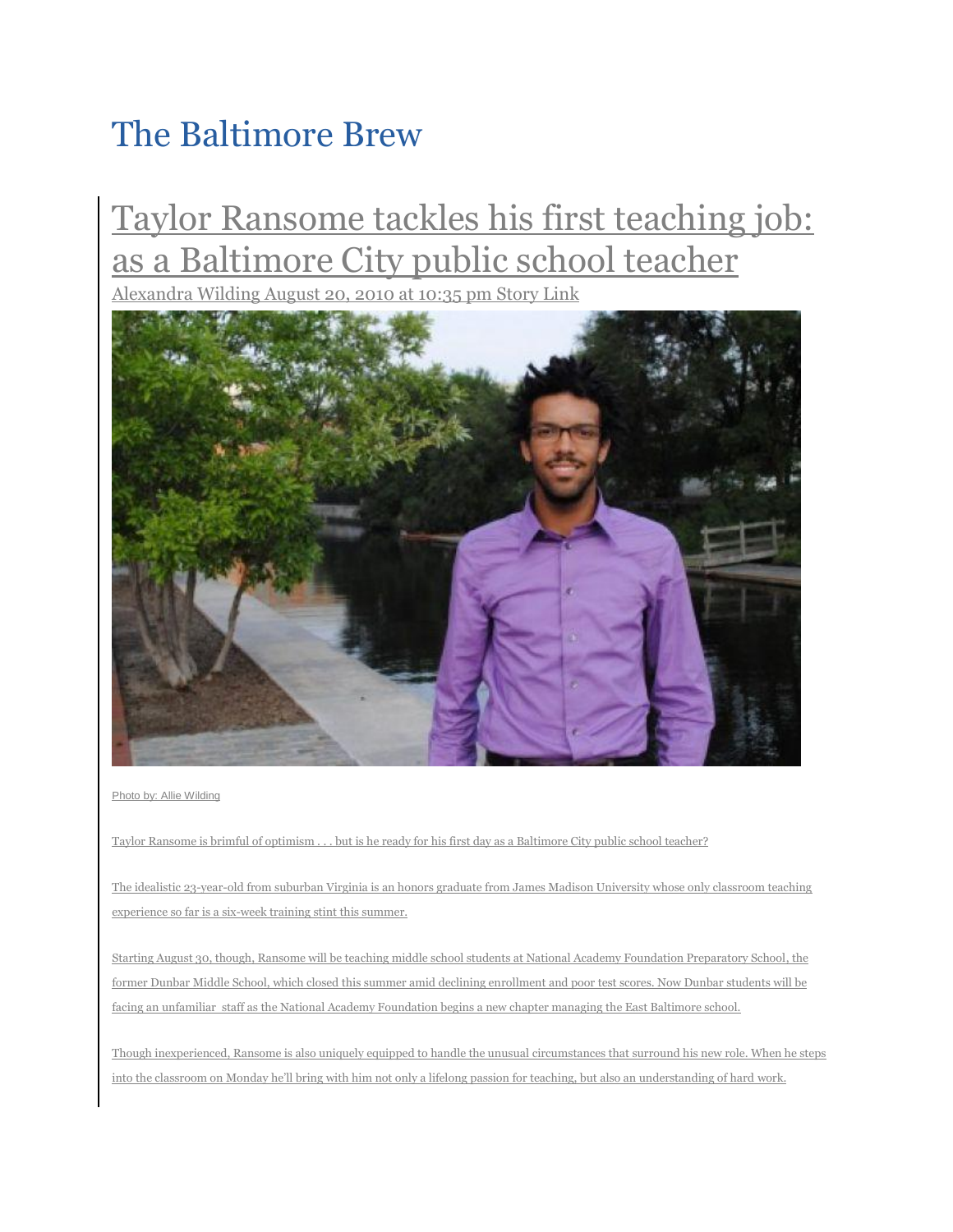# The Baltimore Brew

## Taylor Ransome tackles his first teaching job: as a Baltimore City public school teacher

Alexandra Wilding August 20, 2010 at 10:35 pm Story Link

Photo by: Allie Wilding

Taylor Ransome is brimful of optimism . . . but is he ready for his first day as a Baltimore City public school teacher?

The idealistic 23-year-old from suburban Virginia is an honors graduate from James Madison University whose only classroom teaching experience so far is a six-week training stint this summer.

Starting August 30, though, Ransome will be teaching middle school students at National Academy Foundation Preparatory School, the former Dunbar Middle School, which closed this summer amid declining enrollment and poor test scores. Now Dunbar students will be facing an unfamiliar staff as the National Academy Foundation begins a new chapter managing the East Baltimore school.

Though inexperienced, Ransome is also uniquely equipped to handle the unusual circumstances that surround his new role. When he steps into the classroom on Monday he'll bring with him not only a lifelong passion for teaching, but also an understanding of hard work.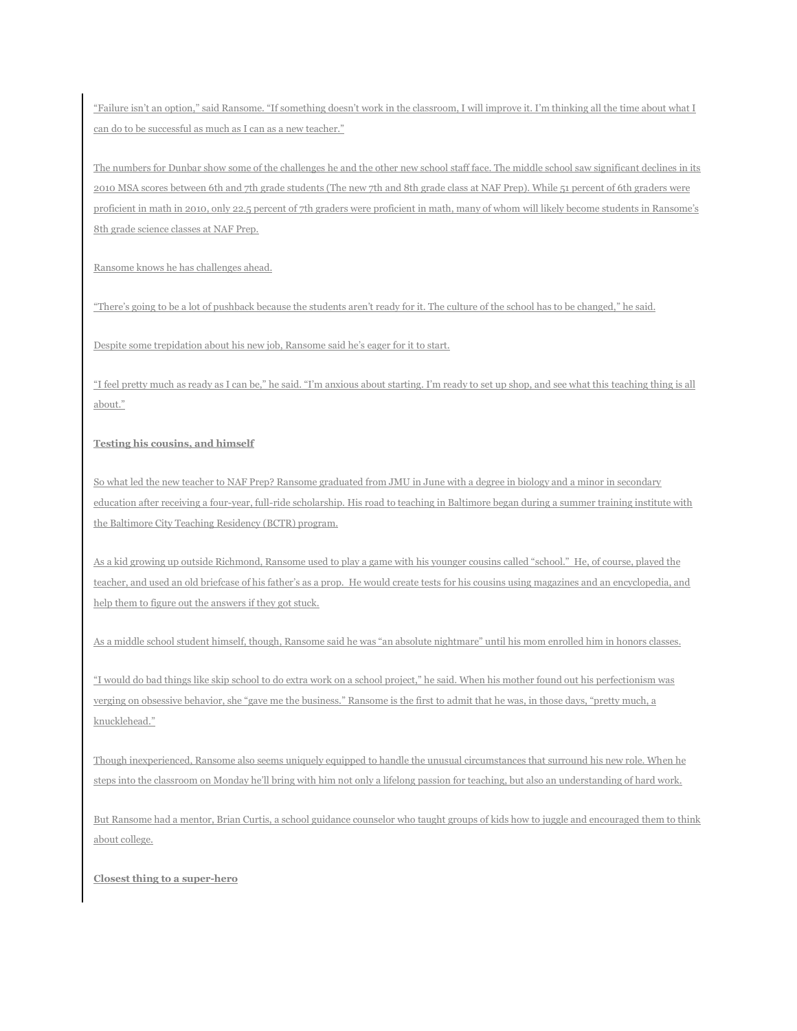"Failure isn't an option," said Ransome. "If something doesn't work in the classroom, I will improve it. I'm thinking all the time about what I can do to be successful as much as I can as a new teacher."

The numbers for Dunbar show some of the challenges he and the other new school staff face. The middle school saw significant declines in its 2010 MSA scores between 6th and 7th grade students (The new 7th and 8th grade class at NAF Prep). While 51 percent of 6th graders were proficient in math in 2010, only 22.5 percent of 7th graders were proficient in math, many of whom will likely become students in Ransome's 8th grade science classes at NAF Prep.

Ransome knows he has challenges ahead.

"There's going to be a lot of pushback because the students aren't ready for it. The culture of the school has to be changed," he said.

Despite some trepidation about his new job, Ransome said he's eager for it to start.

"I feel pretty much as ready as I can be," he said. "I'm anxious about starting. I'm ready to set up shop, and see what this teaching thing is all about."

**Testing his cousins, and himself**

So what led the new teacher to NAF Prep? Ransome graduated from JMU in June with a degree in biology and a minor in secondary education after receiving a four-year, full-ride scholarship. His road to teaching in Baltimore began during a summer training institute with the Baltimore City Teaching Residency (BCTR) program.

As a kid growing up outside Richmond, Ransome used to play a game with his younger cousins called "school." He, of course, played the teacher, and used an old briefcase of his father's as a prop. He would create tests for his cousins using magazines and an encyclopedia, and help them to figure out the answers if they got stuck.

As a middle school student himself, though, Ransome said he was "an absolute nightmare" until his mom enrolled him in honors classes.

"I would do bad things like skip school to do extra work on a school project," he said. When his mother found out his perfectionism was verging on obsessive behavior, she "gave me the business." Ransome is the first to admit that he was, in those days, "pretty much, a knucklehead."

Though inexperienced, Ransome also seems uniquely equipped to handle the unusual circumstances that surround his new role. When he steps into the classroom on Monday he'll bring with him not only a lifelong passion for teaching, but also an understanding of hard work.

But Ransome had a mentor, Brian Curtis, a school guidance counselor who taught groups of kids how to juggle and encouraged them to think about college.

**Closest thing to a super-hero**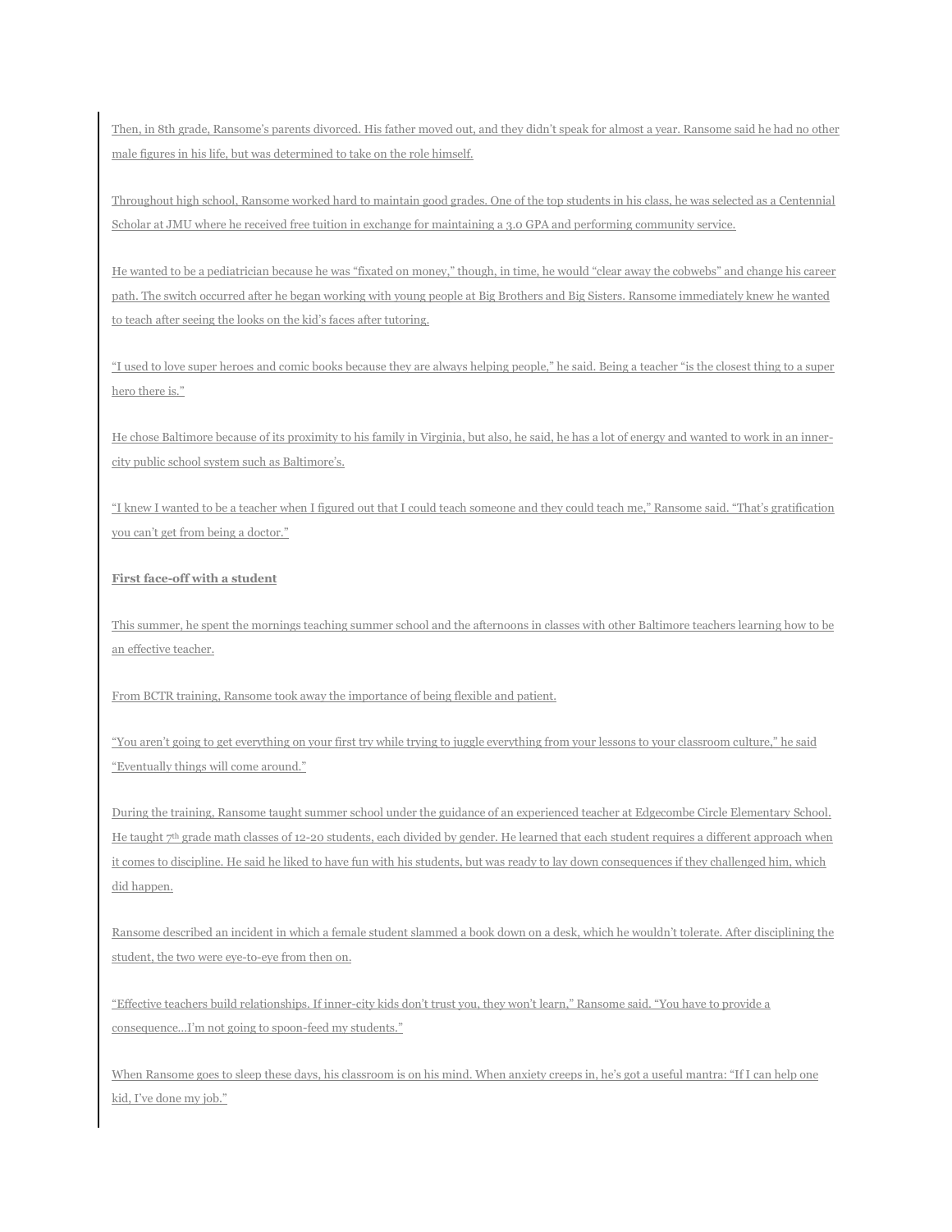Then, in 8th grade, Ransome's parents divorced. His father moved out, and they didn't speak for almost a year. Ransome said he had no other male figures in his life, but was determined to take on the role himself.

Throughout high school, Ransome worked hard to maintain good grades. One of the top students in his class, he was selected as a Centennial Scholar at JMU where he received free tuition in exchange for maintaining a 3.0 GPA and performing community service.

He wanted to be a pediatrician because he was "fixated on money," though, in time, he would "clear away the cobwebs" and change his career path. The switch occurred after he began working with young people at Big Brothers and Big Sisters. Ransome immediately knew he wanted to teach after seeing the looks on the kid's faces after tutoring.

"I used to love super heroes and comic books because they are always helping people," he said. Being a teacher "is the closest thing to a super hero there is."

He chose Baltimore because of its proximity to his family in Virginia, but also, he said, he has a lot of energy and wanted to work in an inner-city public school system such as Baltimore's.

"I knew I wanted to be a teacher when I figured out that I could teach someone and they could teach me," Ransome said. "That's gratification you can't get from being a doctor."

**First face-off with a student**

This summer, he spent the mornings teaching summer school and the afternoons in classes with other Baltimore teachers learning how to be an effective teacher.

From BCTR training, Ransome took away the importance of being flexible and patient.

"You aren't going to get everything on your first try while trying to juggle everything from your lessons to your classroom culture," he said "Eventually things will come around."

During the training, Ransome taught summer school under the guidance of an experienced teacher at Edgecombe Circle Elementary School. He taught 7th grade math classes of 12-20 students, each divided by gender. He learned that each student requires a different approach when it comes to discipline. He said he liked to have fun with his students, but was ready to lay down consequences if they challenged him, which did happen.

Ransome described an incident in which a female student slammed a book down on a desk, which he wouldn't tolerate. After disciplining the student, the two were eye-to-eye from then on.

"Effective teachers build relationships. If inner-city kids don't trust you, they won't learn," Ransome said. "You have to provide a consequence…I'm not going to spoon-feed my students."

When Ransome goes to sleep these days, his classroom is on his mind. When anxiety creeps in, he's got a useful mantra: "If I can help one kid, I've done my job."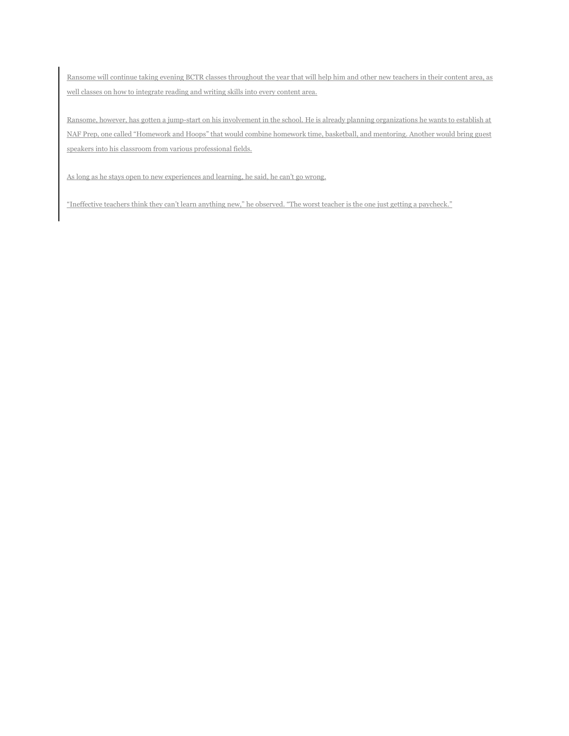Ransome will continue taking evening BCTR classes throughout the year that will help him and other new teachers in their content area, as well classes on how to integrate reading and writing skills into every content area.

Ransome, however, has gotten a jump-start on his involvement in the school. He is already planning organizations he wants to establish at NAF Prep, one called “Homework and Hoops” that would combine homework time, basketball, and mentoring. Another would bring guest speakers into his classroom from various professional fields.

As long as he stays open to new experiences and learning, he said, he can’t go wrong.

“Ineffective teachers think they can’t learn anything new,” he observed. “The worst teacher is the one just getting a paycheck.”